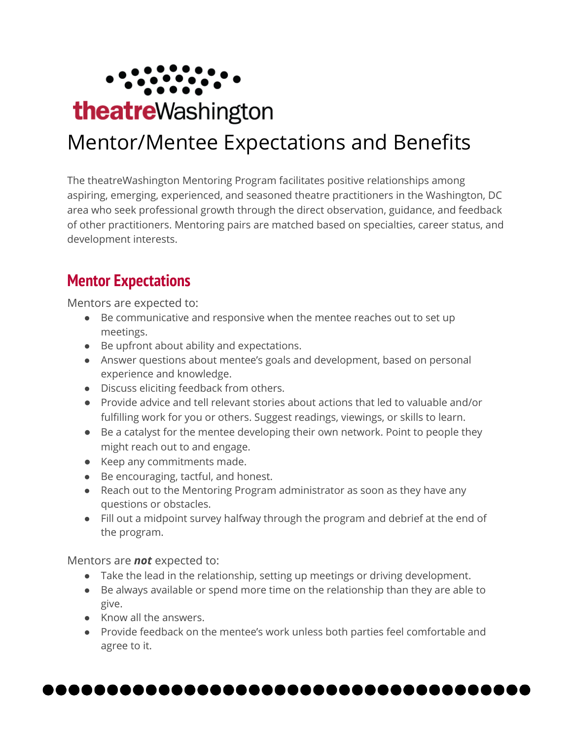theatreWashington

# Mentor/Mentee Expectations and Benefits

The theatreWashington Mentoring Program facilitates positive relationships among aspiring, emerging, experienced, and seasoned theatre practitioners in the Washington, DC area who seek professional growth through the direct observation, guidance, and feedback of other practitioners. Mentoring pairs are matched based on specialties, career status, and development interests.

## Mentor Expectations

Mentors are expected to:

- Be communicative and responsive when the mentee reaches out to set up meetings.
- Be upfront about ability and expectations.
- Answer questions about mentee's goals and development, based on personal experience and knowledge.
- Discuss eliciting feedback from others.
- Provide advice and tell relevant stories about actions that led to valuable and/or fulfilling work for you or others. Suggest readings, viewings, or skills to learn.
- Be a catalyst for the mentee developing their own network. Point to people they might reach out to and engage.
- Keep any commitments made.
- Be encouraging, tactful, and honest.
- Reach out to the Mentoring Program administrator as soon as they have any questions or obstacles.
- Fill out a midpoint survey halfway through the program and debrief at the end of the program.

Mentors are ***not*** expected to:

- Take the lead in the relationship, setting up meetings or driving development.
- Be always available or spend more time on the relationship than they are able to give.
- Know all the answers.
- Provide feedback on the mentee's work unless both parties feel comfortable and agree to it.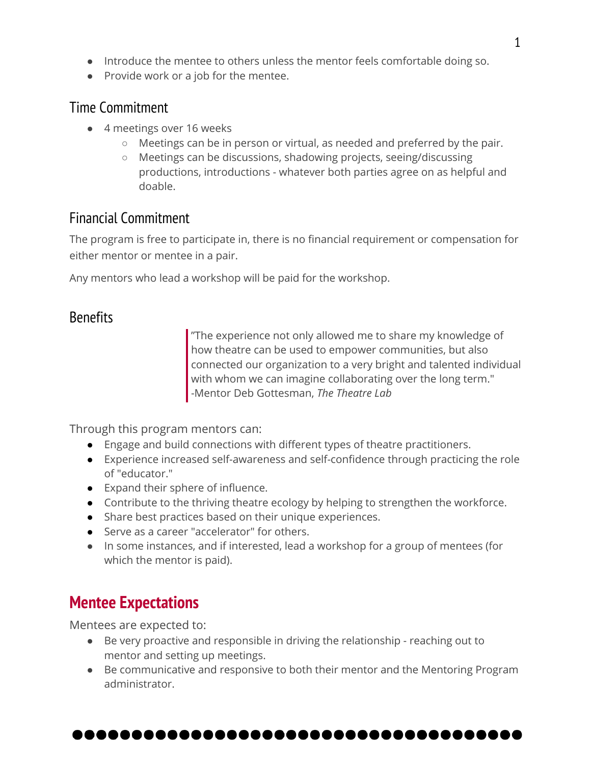- Introduce the mentee to others unless the mentor feels comfortable doing so.
- Provide work or a job for the mentee.

### Time Commitment

- 4 meetings over 16 weeks
  - Meetings can be in person or virtual, as needed and preferred by the pair.
  - Meetings can be discussions, shadowing projects, seeing/discussing productions, introductions - whatever both parties agree on as helpful and doable.

### Financial Commitment

The program is free to participate in, there is no financial requirement or compensation for either mentor or mentee in a pair.

Any mentors who lead a workshop will be paid for the workshop.

### Benefits

> "The experience not only allowed me to share my knowledge of how theatre can be used to empower communities, but also connected our organization to a very bright and talented individual with whom we can imagine collaborating over the long term."
> -Mentor Deb Gottesman, *The Theatre Lab*

Through this program mentors can:

- Engage and build connections with different types of theatre practitioners.
- Experience increased self-awareness and self-confidence through practicing the role of "educator."
- Expand their sphere of influence.
- Contribute to the thriving theatre ecology by helping to strengthen the workforce.
- Share best practices based on their unique experiences.
- Serve as a career "accelerator" for others.
- In some instances, and if interested, lead a workshop for a group of mentees (for which the mentor is paid).

## Mentee Expectations

Mentees are expected to:

- Be very proactive and responsible in driving the relationship - reaching out to mentor and setting up meetings.
- Be communicative and responsive to both their mentor and the Mentoring Program administrator.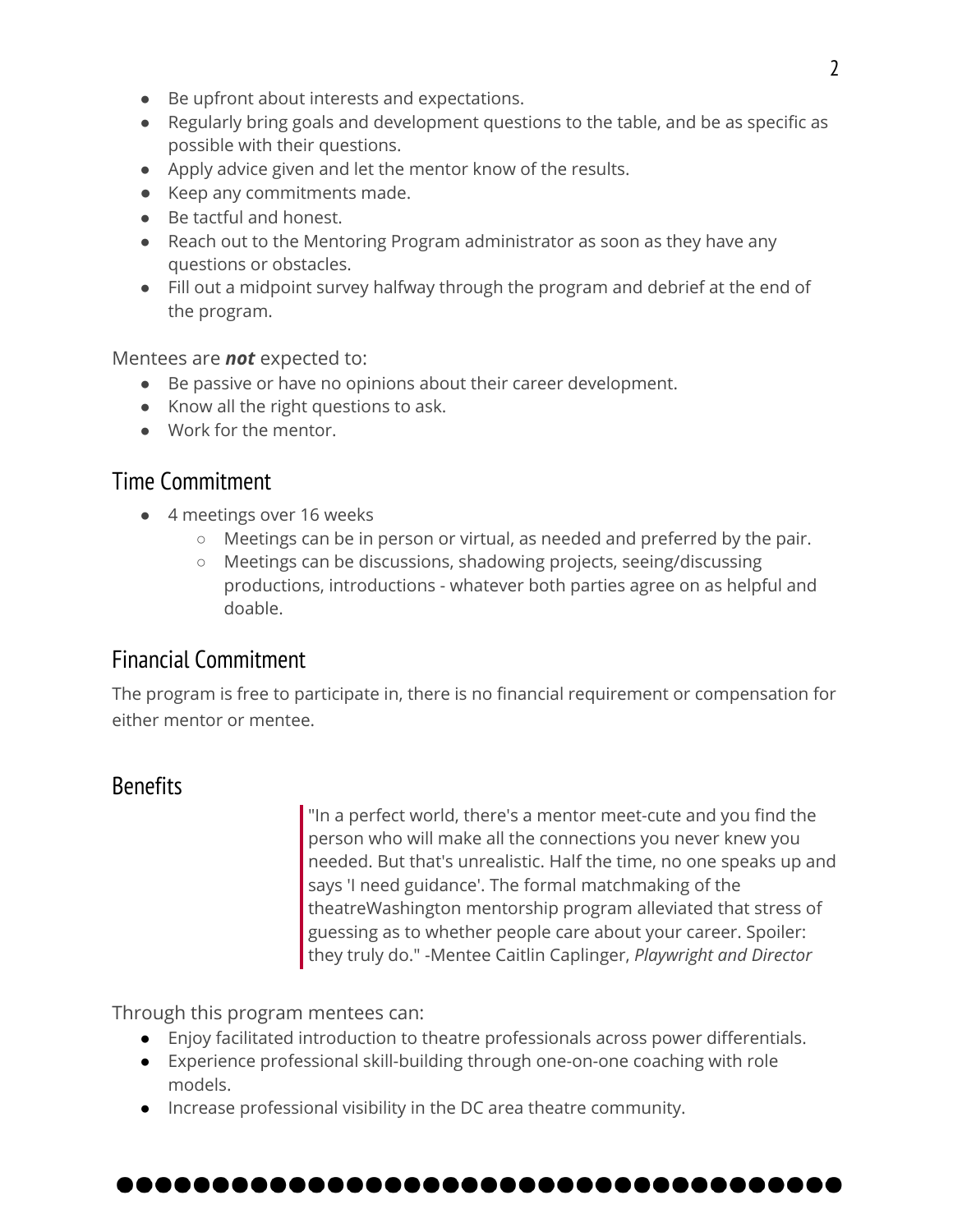- Be upfront about interests and expectations.
- Regularly bring goals and development questions to the table, and be as specific as possible with their questions.
- Apply advice given and let the mentor know of the results.
- Keep any commitments made.
- Be tactful and honest.
- Reach out to the Mentoring Program administrator as soon as they have any questions or obstacles.
- Fill out a midpoint survey halfway through the program and debrief at the end of the program.

Mentees are ***not*** expected to:

- Be passive or have no opinions about their career development.
- Know all the right questions to ask.
- Work for the mentor.

## Time Commitment

- 4 meetings over 16 weeks
  - Meetings can be in person or virtual, as needed and preferred by the pair.
  - Meetings can be discussions, shadowing projects, seeing/discussing productions, introductions - whatever both parties agree on as helpful and doable.

## Financial Commitment

The program is free to participate in, there is no financial requirement or compensation for either mentor or mentee.

## Benefits

> "In a perfect world, there's a mentor meet-cute and you find the person who will make all the connections you never knew you needed. But that's unrealistic. Half the time, no one speaks up and says 'I need guidance'. The formal matchmaking of the theatreWashington mentorship program alleviated that stress of guessing as to whether people care about your career. Spoiler: they truly do." -Mentee Caitlin Caplinger, *Playwright and Director*

Through this program mentees can:

- Enjoy facilitated introduction to theatre professionals across power differentials.
- Experience professional skill-building through one-on-one coaching with role models.
- Increase professional visibility in the DC area theatre community.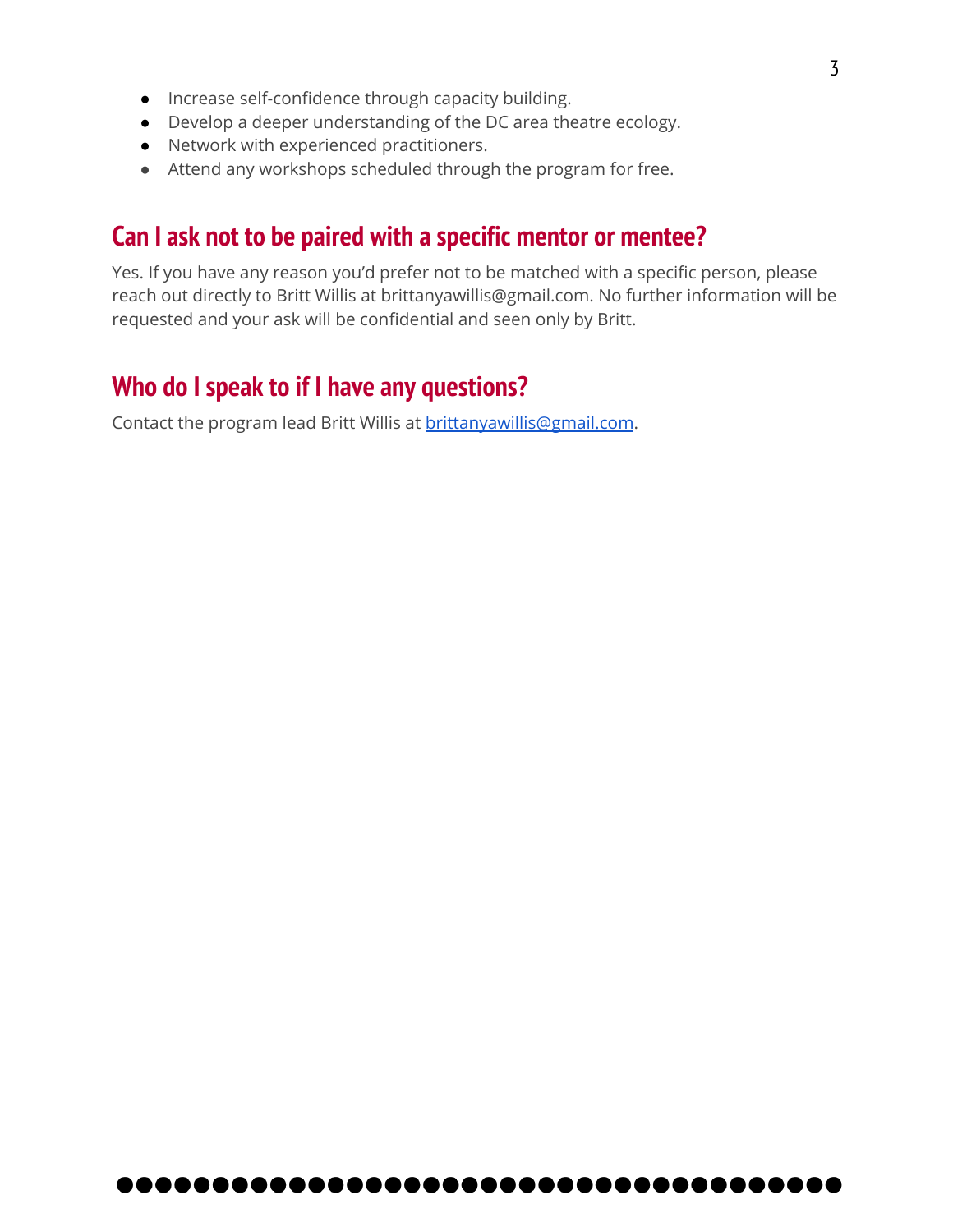- Increase self-confidence through capacity building.
- Develop a deeper understanding of the DC area theatre ecology.
- Network with experienced practitioners.
- Attend any workshops scheduled through the program for free.

## Can I ask not to be paired with a specific mentor or mentee?

Yes. If you have any reason you'd prefer not to be matched with a specific person, please reach out directly to Britt Willis at brittanyawillis@gmail.com. No further information will be requested and your ask will be confidential and seen only by Britt.

## Who do I speak to if I have any questions?

Contact the program lead Britt Willis at [brittanyawillis@gmail.com](mailto:brittanyawillis@gmail.com).